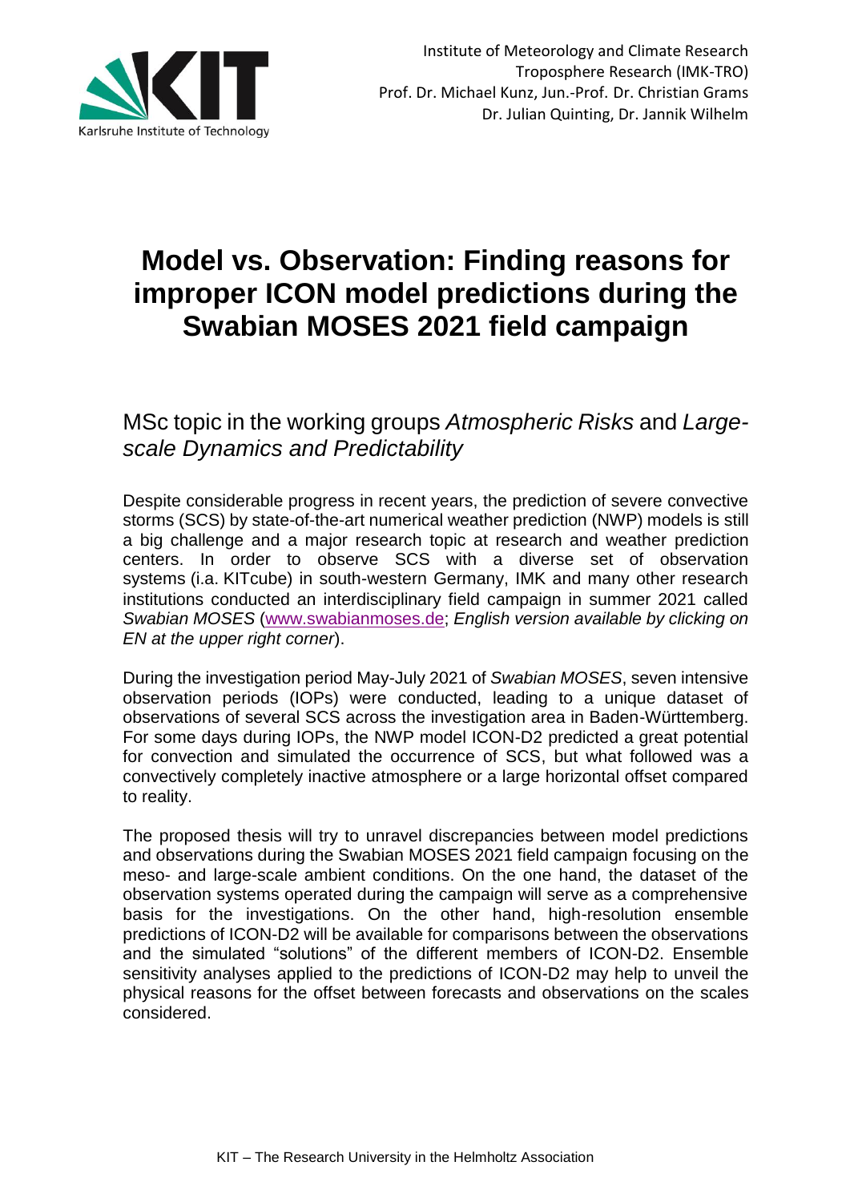Karlsruhe Institute of Technology

Institute of Meteorology and Climate Research
Troposphere Research (IMK-TRO)
Prof. Dr. Michael Kunz, Jun.-Prof. Dr. Christian Grams
Dr. Julian Quinting, Dr. Jannik Wilhelm

# Model vs. Observation: Finding reasons for improper ICON model predictions during the Swabian MOSES 2021 field campaign

## MSc topic in the working groups *Atmospheric Risks* and *Large-scale Dynamics and Predictability*

Despite considerable progress in recent years, the prediction of severe convective storms (SCS) by state-of-the-art numerical weather prediction (NWP) models is still a big challenge and a major research topic at research and weather prediction centers. In order to observe SCS with a diverse set of observation systems (i.a. KITcube) in south-western Germany, IMK and many other research institutions conducted an interdisciplinary field campaign in summer 2021 called *Swabian MOSES* (www.swabianmoses.de; *English version available by clicking on EN at the upper right corner*).

During the investigation period May-July 2021 of *Swabian MOSES*, seven intensive observation periods (IOPs) were conducted, leading to a unique dataset of observations of several SCS across the investigation area in Baden-Württemberg. For some days during IOPs, the NWP model ICON-D2 predicted a great potential for convection and simulated the occurrence of SCS, but what followed was a convectively completely inactive atmosphere or a large horizontal offset compared to reality.

The proposed thesis will try to unravel discrepancies between model predictions and observations during the Swabian MOSES 2021 field campaign focusing on the meso- and large-scale ambient conditions. On the one hand, the dataset of the observation systems operated during the campaign will serve as a comprehensive basis for the investigations. On the other hand, high-resolution ensemble predictions of ICON-D2 will be available for comparisons between the observations and the simulated "solutions" of the different members of ICON-D2. Ensemble sensitivity analyses applied to the predictions of ICON-D2 may help to unveil the physical reasons for the offset between forecasts and observations on the scales considered.

KIT – The Research University in the Helmholtz Association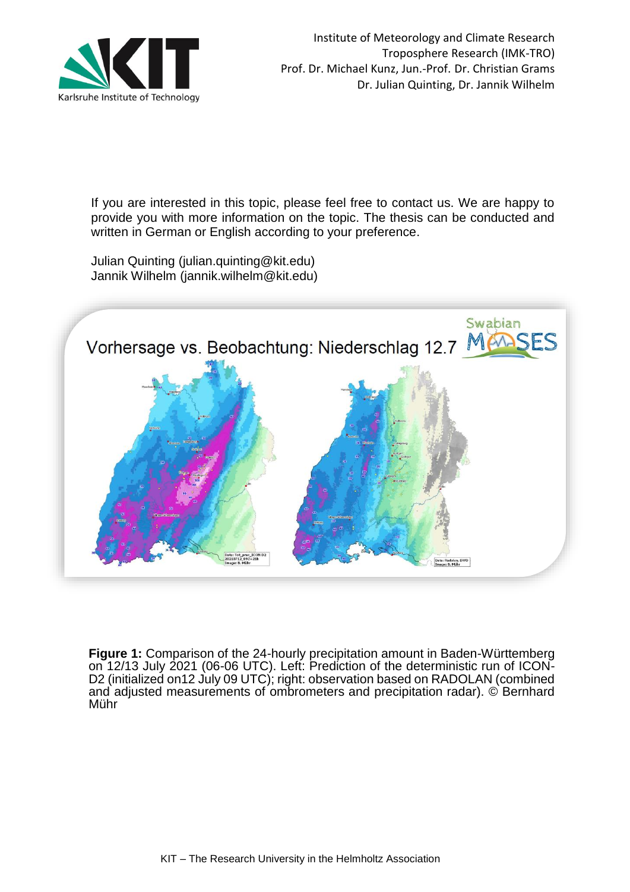If you are interested in this topic, please feel free to contact us. We are happy to provide you with more information on the topic. The thesis can be conducted and written in German or English according to your preference.

Julian Quinting (julian.quinting@kit.edu)
Jannik Wilhelm (jannik.wilhelm@kit.edu)

**Figure 1:** Comparison of the 24-hourly precipitation amount in Baden-Württemberg on 12/13 July 2021 (06-06 UTC). Left: Prediction of the deterministic run of ICON-D2 (initialized on12 July 09 UTC); right: observation based on RADOLAN (combined and adjusted measurements of ombrometers and precipitation radar). © Bernhard Mühr